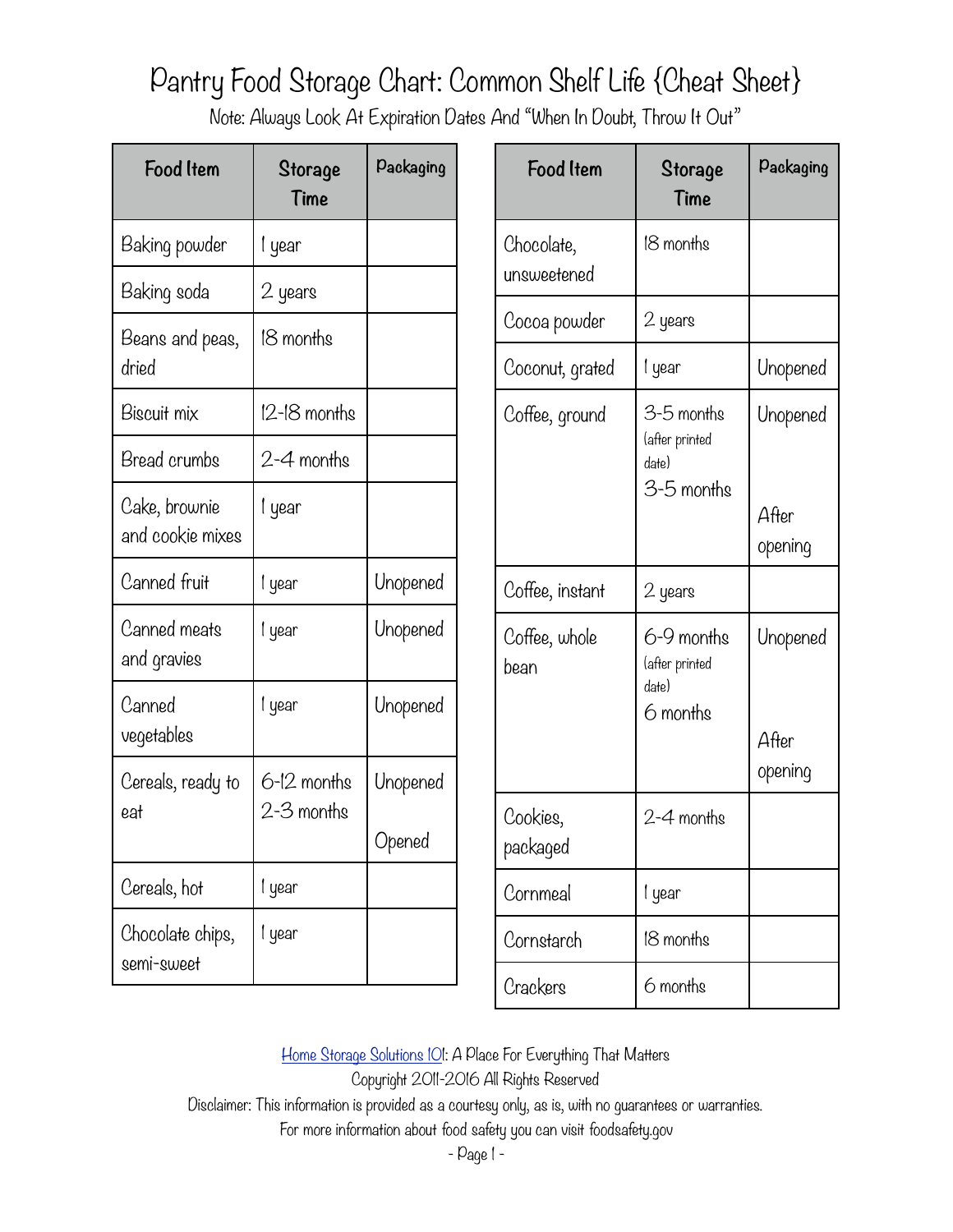# Pantry Food Storage Chart: Common Shelf Life {Cheat Sheet}

Note: Always Look At Expiration Dates And "When In Doubt, Throw It Out"

| Food Item | Storage Time | Packaging |
|---|---|---|
| Baking powder | 1 year | |
| Baking soda | 2 years | |
| Beans and peas, dried | 18 months | |
| Biscuit mix | 12-18 months | |
| Bread crumbs | 2-4 months | |
| Cake, brownie and cookie mixes | 1 year | |
| Canned fruit | 1 year | Unopened |
| Canned meats and gravies | 1 year | Unopened |
| Canned vegetables | 1 year | Unopened |
| Cereals, ready to eat | 6-12 months<br>2-3 months | Unopened<br>Opened |
| Cereals, hot | 1 year | |
| Chocolate chips, semi-sweet | 1 year | |
| Chocolate, unsweetened | 18 months | |
| Cocoa powder | 2 years | |
| Coconut, grated | 1 year | Unopened |
| Coffee, ground | 3-5 months (after printed date)<br>3-5 months | Unopened<br>After opening |
| Coffee, instant | 2 years | |
| Coffee, whole bean | 6-9 months (after printed date)<br>6 months | Unopened<br>After opening |
| Cookies, packaged | 2-4 months | |
| Cornmeal | 1 year | |
| Cornstarch | 18 months | |
| Crackers | 6 months | |

Home Storage Solutions 101: A Place For Everything That Matters
Copyright 2011-2016 All Rights Reserved
Disclaimer: This information is provided as a courtesy only, as is, with no guarantees or warranties.
For more information about food safety you can visit foodsafety.gov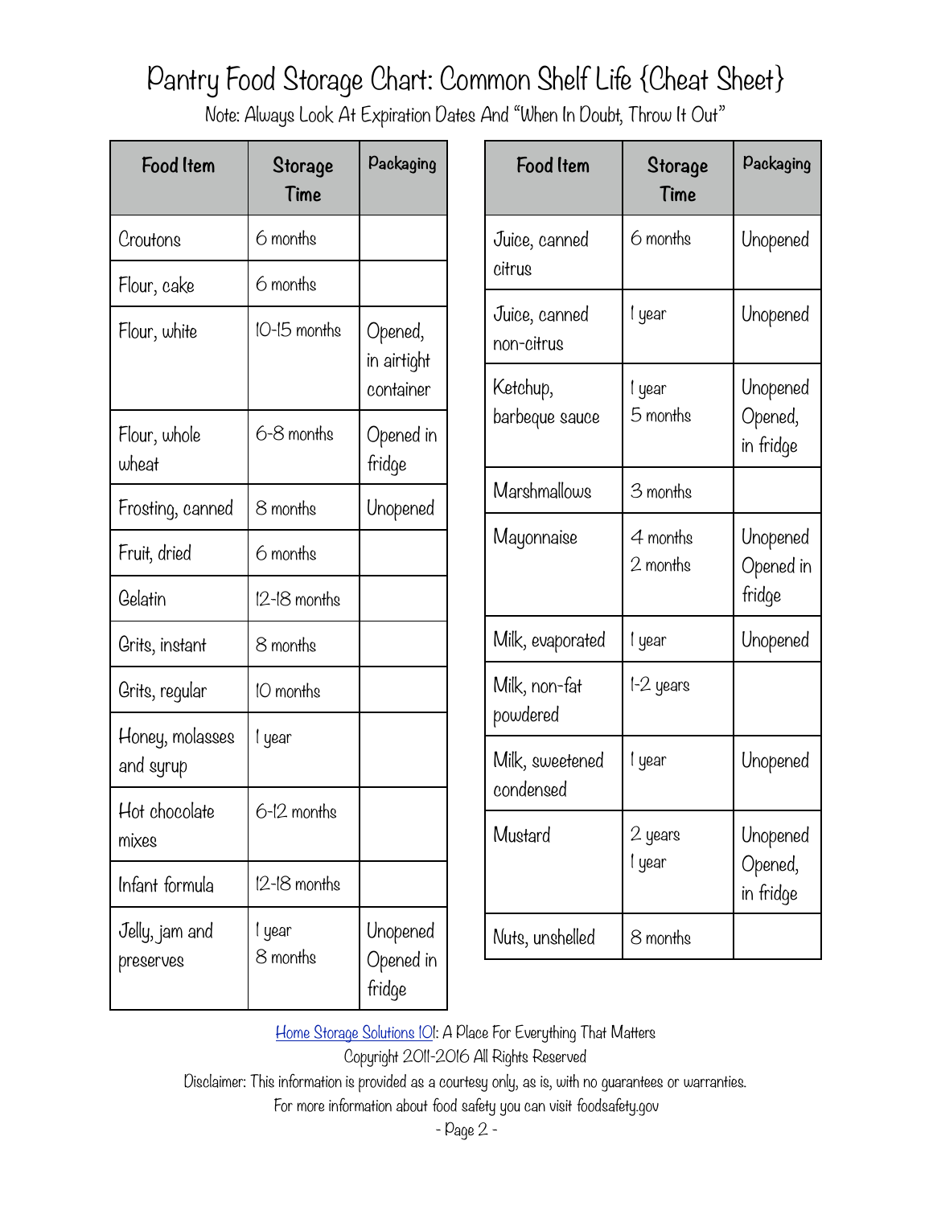# Pantry Food Storage Chart: Common Shelf Life {Cheat Sheet}

Note: Always Look At Expiration Dates And "When In Doubt, Throw It Out"

| Food Item | Storage Time | Packaging |
|---|---|---|
| Croutons | 6 months | |
| Flour, cake | 6 months | |
| Flour, white | 10-15 months | Opened, in airtight container |
| Flour, whole wheat | 6-8 months | Opened in fridge |
| Frosting, canned | 8 months | Unopened |
| Fruit, dried | 6 months | |
| Gelatin | 12-18 months | |
| Grits, instant | 8 months | |
| Grits, regular | 10 months | |
| Honey, molasses and syrup | 1 year | |
| Hot chocolate mixes | 6-12 months | |
| Infant formula | 12-18 months | |
| Jelly, jam and preserves | 1 year<br>8 months | Unopened<br>Opened in fridge |
| Juice, canned citrus | 6 months | Unopened |
| Juice, canned non-citrus | 1 year | Unopened |
| Ketchup, barbeque sauce | 1 year<br>5 months | Unopened<br>Opened, in fridge |
| Marshmallows | 3 months | |
| Mayonnaise | 4 months<br>2 months | Unopened<br>Opened in fridge |
| Milk, evaporated | 1 year | Unopened |
| Milk, non-fat powdered | 1-2 years | |
| Milk, sweetened condensed | 1 year | Unopened |
| Mustard | 2 years<br>1 year | Unopened<br>Opened, in fridge |
| Nuts, unshelled | 8 months | |

Home Storage Solutions 101: A Place For Everything That Matters
Copyright 2011-2016 All Rights Reserved
Disclaimer: This information is provided as a courtesy only, as is, with no guarantees or warranties.
For more information about food safety you can visit foodsafety.gov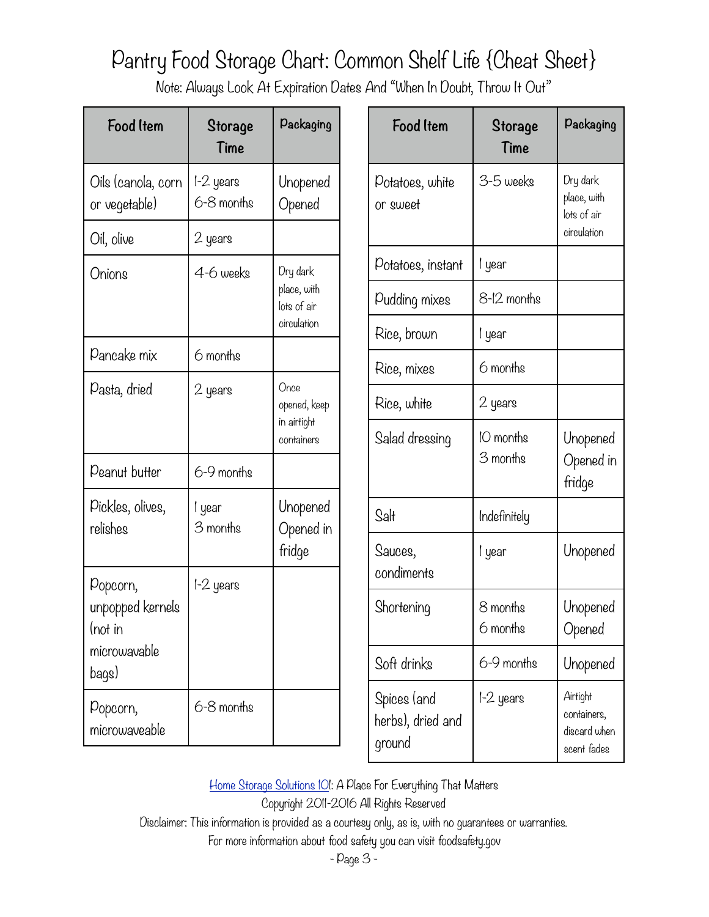# Pantry Food Storage Chart: Common Shelf Life {Cheat Sheet}

Note: Always Look At Expiration Dates And "When In Doubt, Throw It Out"

| Food Item | Storage Time | Packaging |
|---|---|---|
| Oils (canola, corn or vegetable) | 1-2 years<br>6-8 months | Unopened<br>Opened |
| Oil, olive | 2 years | |
| Onions | 4-6 weeks | Dry dark place, with lots of air circulation |
| Pancake mix | 6 months | |
| Pasta, dried | 2 years | Once opened, keep in airtight containers |
| Peanut butter | 6-9 months | |
| Pickles, olives, relishes | 1 year<br>3 months | Unopened<br>Opened in fridge |
| Popcorn, unpopped kernels (not in microwavable bags) | 1-2 years | |
| Popcorn, microwaveable | 6-8 months | |

| Food Item | Storage Time | Packaging |
|---|---|---|
| Potatoes, white or sweet | 3-5 weeks | Dry dark place, with lots of air circulation |
| Potatoes, instant | 1 year | |
| Pudding mixes | 8-12 months | |
| Rice, brown | 1 year | |
| Rice, mixes | 6 months | |
| Rice, white | 2 years | |
| Salad dressing | 10 months<br>3 months | Unopened<br>Opened in fridge |
| Salt | Indefinitely | |
| Sauces, condiments | 1 year | Unopened |
| Shortening | 8 months<br>6 months | Unopened<br>Opened |
| Soft drinks | 6-9 months | Unopened |
| Spices (and herbs), dried and ground | 1-2 years | Airtight containers, discard when scent fades |

Home Storage Solutions 101: A Place For Everything That Matters
Copyright 2011-2016 All Rights Reserved
Disclaimer: This information is provided as a courtesy only, as is, with no guarantees or warranties.
For more information about food safety you can visit foodsafety.gov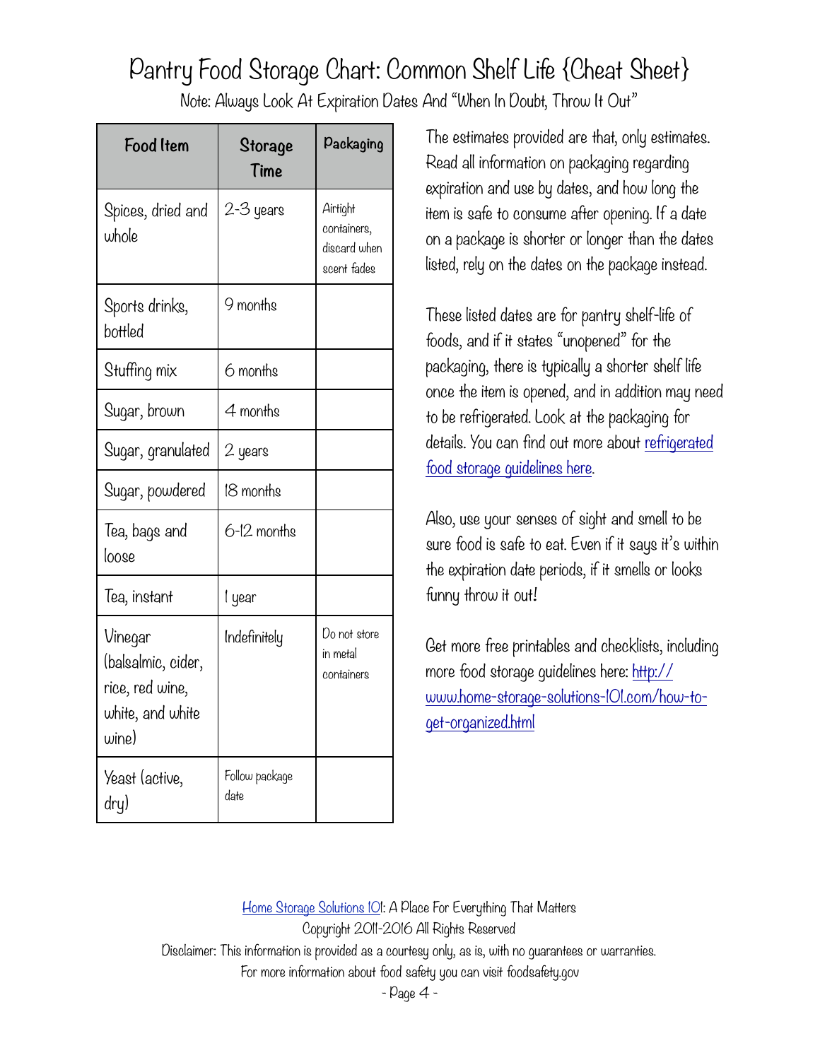# Pantry Food Storage Chart: Common Shelf Life {Cheat Sheet}

Note: Always Look At Expiration Dates And "When In Doubt, Throw It Out"

| Food Item | Storage Time | Packaging |
|---|---|---|
| Spices, dried and whole | 2-3 years | Airtight containers, discard when scent fades |
| Sports drinks, bottled | 9 months | |
| Stuffing mix | 6 months | |
| Sugar, brown | 4 months | |
| Sugar, granulated | 2 years | |
| Sugar, powdered | 18 months | |
| Tea, bags and loose | 6-12 months | |
| Tea, instant | 1 year | |
| Vinegar (balsalmic, cider, rice, red wine, white, and white wine) | Indefinitely | Do not store in metal containers |
| Yeast (active, dry) | Follow package date | |

The estimates provided are that, only estimates. Read all information on packaging regarding expiration and use by dates, and how long the item is safe to consume after opening. If a date on a package is shorter or longer than the dates listed, rely on the dates on the package instead.

These listed dates are for pantry shelf-life of foods, and if it states "unopened" for the packaging, there is typically a shorter shelf life once the item is opened, and in addition may need to be refrigerated. Look at the packaging for details. You can find out more about refrigerated food storage guidelines here.

Also, use your senses of sight and smell to be sure food is safe to eat. Even if it says it's within the expiration date periods, if it smells or looks funny throw it out!

Get more free printables and checklists, including more food storage guidelines here: http://www.home-storage-solutions-101.com/how-to-get-organized.html

Home Storage Solutions 101: A Place For Everything That Matters
Copyright 2011-2016 All Rights Reserved
Disclaimer: This information is provided as a courtesy only, as is, with no guarantees or warranties.
For more information about food safety you can visit foodsafety.gov